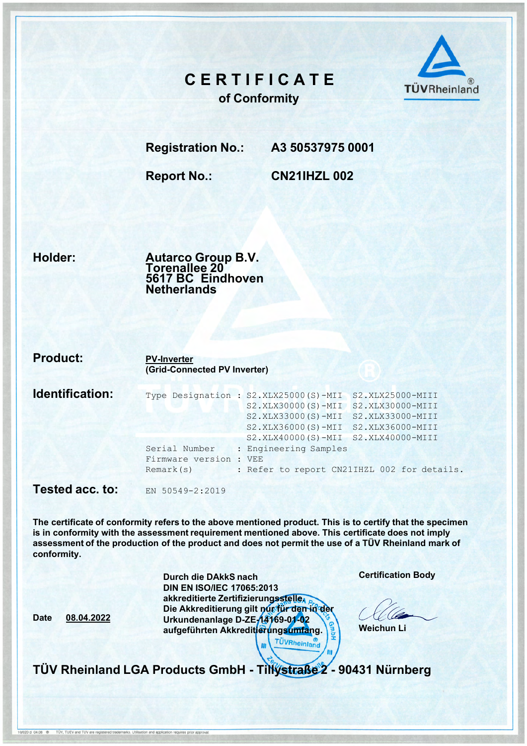# CERTIFICATE

## of Conformity

TÜVRheinland®

**Registration No.:** **A3 50537975 0001**

**Report No.:** **CN21IHZL 002**

**Holder:**

**Autarco Group B.V.**
**Torenallee 20**
**5617 BC Eindhoven**
**Netherlands**

**Product:**

**PV-Inverter**
**(Grid-Connected PV Inverter)**

**Identification:**

```
Type Designation : S2.XLX25000(S)-MII  S2.XLX25000-MIII
                   S2.XLX30000(S)-MII  S2.XLX30000-MIII
                   S2.XLX33000(S)-MII  S2.XLX33000-MIII
                   S2.XLX36000(S)-MII  S2.XLX36000-MIII
                   S2.XLX40000(S)-MII  S2.XLX40000-MIII
Serial Number    : Engineering Samples
Firmware version : VEE
Remark(s)        : Refer to report CN21IHZL 002 for details.
```

**Tested acc. to:** EN 50549-2:2019

**The certificate of conformity refers to the above mentioned product. This is to certify that the specimen is in conformity with the assessment requirement mentioned above. This certificate does not imply assessment of the production of the product and does not permit the use of a TÜV Rheinland mark of conformity.**

**Date** 08.04.2022

**Durch die DAkkS nach DIN EN ISO/IEC 17065:2013 akkreditierte Zertifizierungsstelle. Die Akkreditierung gilt nur für den in der Urkundenanlage D-ZE-14169-01-02 aufgeführten Akkreditierungsumfang.**

**Certification Body**

**Weichun Li**

**TÜV Rheinland LGA Products GmbH - Tillystraße 2 - 90431 Nürnberg**

10/020 d 04.08 ® TÜV, TUEV and TUV are registered trademarks. Utilisation and application requires prior approval.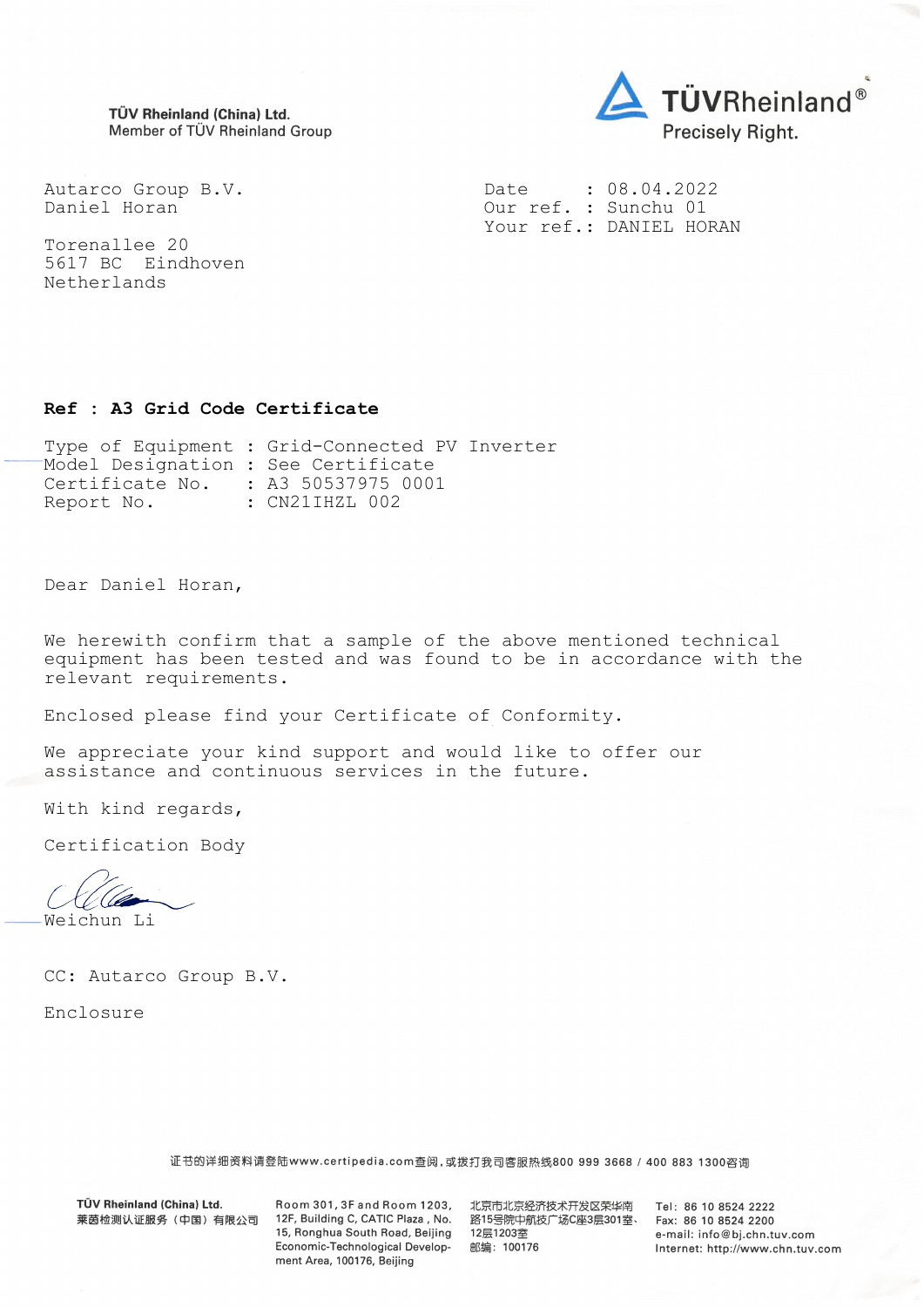**TÜV Rheinland (China) Ltd.**
Member of TÜV Rheinland Group

TÜVRheinland®
Precisely Right.

Autarco Group B.V.
Daniel Horan

Torenallee 20
5617 BC Eindhoven
Netherlands

Date : 08.04.2022
Our ref. : Sunchu 01
Your ref.: DANIEL HORAN

**Ref : A3 Grid Code Certificate**

Type of Equipment : Grid-Connected PV Inverter
Model Designation : See Certificate
Certificate No. : A3 50537975 0001
Report No. : CN21IHZL 002

Dear Daniel Horan,

We herewith confirm that a sample of the above mentioned technical equipment has been tested and was found to be in accordance with the relevant requirements.

Enclosed please find your Certificate of Conformity.

We appreciate your kind support and would like to offer our assistance and continuous services in the future.

With kind regards,

Certification Body

Weichun Li

CC: Autarco Group B.V.

Enclosure

证书的详细资料请登陆www.certipedia.com查阅，或拨打我司客服热线800 999 3668 / 400 883 1300咨询

**TÜV Rheinland (China) Ltd.**
莱茵检测认证服务（中国）有限公司

Room 301, 3F and Room 1203, 12F, Building C, CATIC Plaza , No. 15, Ronghua South Road, Beijing Economic-Technological Development Area, 100176, Beijing

北京市北京经济技术开发区荣华南路15号院中航技广场C座3层301室、12层1203室
邮编：100176

Tel: 86 10 8524 2222
Fax: 86 10 8524 2200
e-mail: info@bj.chn.tuv.com
Internet: http://www.chn.tuv.com